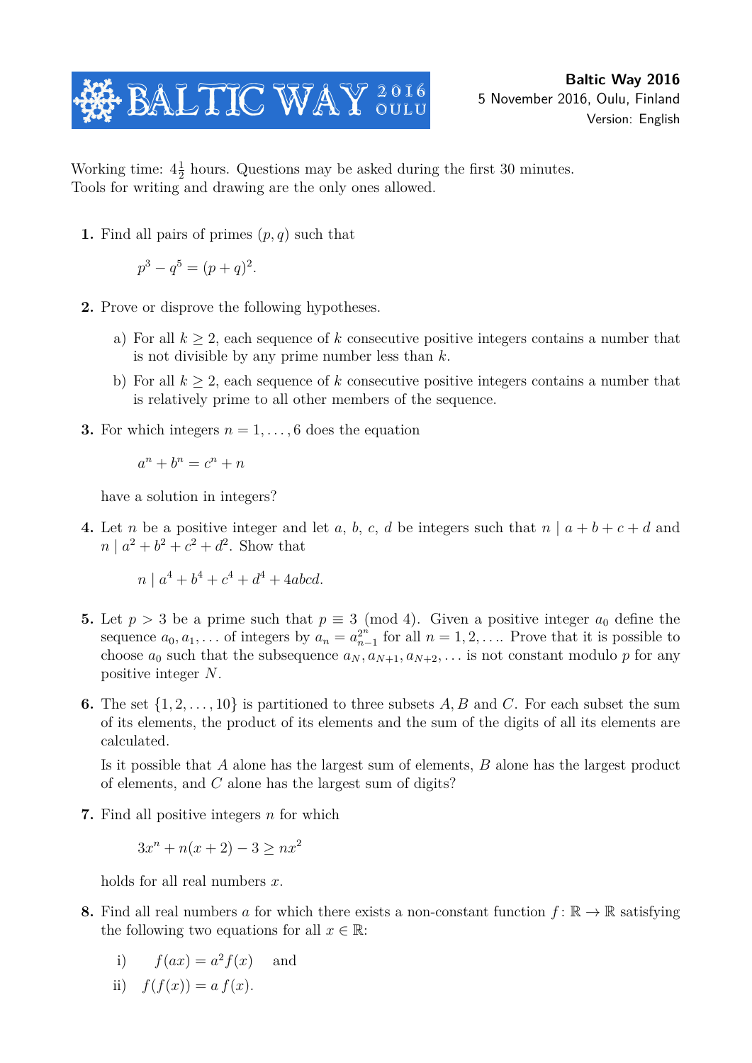**Baltic Way 2016**
5 November 2016, Oulu, Finland
Version: English

Working time: $4\frac{1}{2}$ hours. Questions may be asked during the first 30 minutes.
Tools for writing and drawing are the only ones allowed.

**1.** Find all pairs of primes $(p, q)$ such that

$$p^3 - q^5 = (p+q)^2.$$

**2.** Prove or disprove the following hypotheses.

a) For all $k \geq 2$, each sequence of $k$ consecutive positive integers contains a number that is not divisible by any prime number less than $k$.

b) For all $k \geq 2$, each sequence of $k$ consecutive positive integers contains a number that is relatively prime to all other members of the sequence.

**3.** For which integers $n = 1, \ldots, 6$ does the equation

$$a^n + b^n = c^n + n$$

have a solution in integers?

**4.** Let $n$ be a positive integer and let $a$, $b$, $c$, $d$ be integers such that $n \mid a+b+c+d$ and $n \mid a^2+b^2+c^2+d^2$. Show that

$$n \mid a^4 + b^4 + c^4 + d^4 + 4abcd.$$

**5.** Let $p > 3$ be a prime such that $p \equiv 3 \pmod 4$. Given a positive integer $a_0$ define the sequence $a_0, a_1, \ldots$ of integers by $a_n = a_{n-1}^{2^n}$ for all $n = 1, 2, \ldots$. Prove that it is possible to choose $a_0$ such that the subsequence $a_N, a_{N+1}, a_{N+2}, \ldots$ is not constant modulo $p$ for any positive integer $N$.

**6.** The set $\{1, 2, \ldots, 10\}$ is partitioned to three subsets $A, B$ and $C$. For each subset the sum of its elements, the product of its elements and the sum of the digits of all its elements are calculated.

Is it possible that $A$ alone has the largest sum of elements, $B$ alone has the largest product of elements, and $C$ alone has the largest sum of digits?

**7.** Find all positive integers $n$ for which

$$3x^n + n(x+2) - 3 \geq nx^2$$

holds for all real numbers $x$.

**8.** Find all real numbers $a$ for which there exists a non-constant function $f\colon \mathbb{R} \to \mathbb{R}$ satisfying the following two equations for all $x \in \mathbb{R}$:

i) $\quad f(ax) = a^2 f(x) \quad$ and

ii) $\quad f(f(x)) = a\, f(x)$.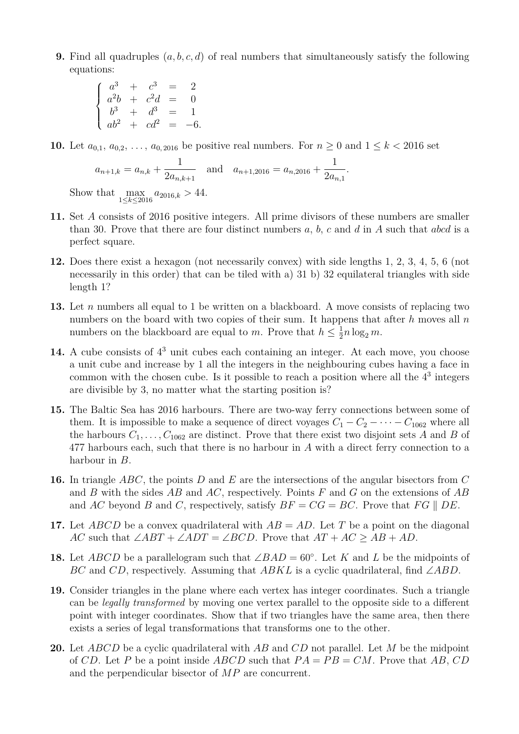**9.** Find all quadruples $(a, b, c, d)$ of real numbers that simultaneously satisfy the following equations:

$$\begin{cases} a^3 + c^3 = 2 \\ a^2b + c^2d = 0 \\ b^3 + d^3 = 1 \\ ab^2 + cd^2 = -6. \end{cases}$$

**10.** Let $a_{0,1}, a_{0,2}, \ldots, a_{0,2016}$ be positive real numbers. For $n \geq 0$ and $1 \leq k < 2016$ set

$$a_{n+1,k} = a_{n,k} + \frac{1}{2a_{n,k+1}} \quad \text{and} \quad a_{n+1,2016} = a_{n,2016} + \frac{1}{2a_{n,1}}.$$

Show that $\max\limits_{1 \leq k \leq 2016} a_{2016,k} > 44$.

**11.** Set $A$ consists of 2016 positive integers. All prime divisors of these numbers are smaller than 30. Prove that there are four distinct numbers $a$, $b$, $c$ and $d$ in $A$ such that $abcd$ is a perfect square.

**12.** Does there exist a hexagon (not necessarily convex) with side lengths 1, 2, 3, 4, 5, 6 (not necessarily in this order) that can be tiled with a) 31 b) 32 equilateral triangles with side length 1?

**13.** Let $n$ numbers all equal to 1 be written on a blackboard. A move consists of replacing two numbers on the board with two copies of their sum. It happens that after $h$ moves all $n$ numbers on the blackboard are equal to $m$. Prove that $h \leq \frac{1}{2} n \log_2 m$.

**14.** A cube consists of $4^3$ unit cubes each containing an integer. At each move, you choose a unit cube and increase by 1 all the integers in the neighbouring cubes having a face in common with the chosen cube. Is it possible to reach a position where all the $4^3$ integers are divisible by 3, no matter what the starting position is?

**15.** The Baltic Sea has 2016 harbours. There are two-way ferry connections between some of them. It is impossible to make a sequence of direct voyages $C_1 - C_2 - \cdots - C_{1062}$ where all the harbours $C_1, \ldots, C_{1062}$ are distinct. Prove that there exist two disjoint sets $A$ and $B$ of 477 harbours each, such that there is no harbour in $A$ with a direct ferry connection to a harbour in $B$.

**16.** In triangle $ABC$, the points $D$ and $E$ are the intersections of the angular bisectors from $C$ and $B$ with the sides $AB$ and $AC$, respectively. Points $F$ and $G$ on the extensions of $AB$ and $AC$ beyond $B$ and $C$, respectively, satisfy $BF = CG = BC$. Prove that $FG \parallel DE$.

**17.** Let $ABCD$ be a convex quadrilateral with $AB = AD$. Let $T$ be a point on the diagonal $AC$ such that $\angle ABT + \angle ADT = \angle BCD$. Prove that $AT + AC \geq AB + AD$.

**18.** Let $ABCD$ be a parallelogram such that $\angle BAD = 60^\circ$. Let $K$ and $L$ be the midpoints of $BC$ and $CD$, respectively. Assuming that $ABKL$ is a cyclic quadrilateral, find $\angle ABD$.

**19.** Consider triangles in the plane where each vertex has integer coordinates. Such a triangle can be *legally transformed* by moving one vertex parallel to the opposite side to a different point with integer coordinates. Show that if two triangles have the same area, then there exists a series of legal transformations that transforms one to the other.

**20.** Let $ABCD$ be a cyclic quadrilateral with $AB$ and $CD$ not parallel. Let $M$ be the midpoint of $CD$. Let $P$ be a point inside $ABCD$ such that $PA = PB = CM$. Prove that $AB$, $CD$ and the perpendicular bisector of $MP$ are concurrent.